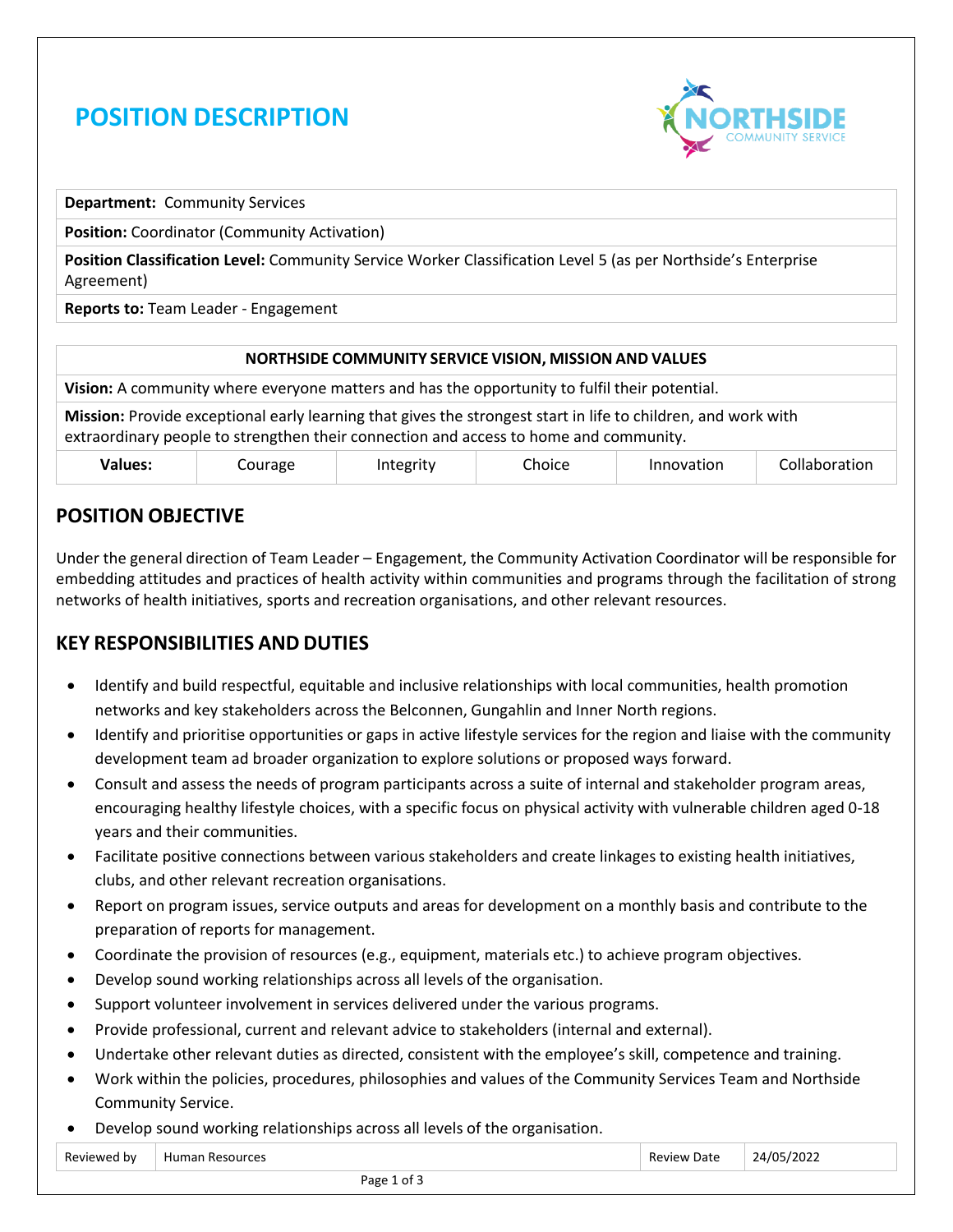# POSITION DESCRIPTION

NORTHSIDE COMMUNITY SERVICE

| **Department:** Community Services |
|---|
| **Position:** Coordinator (Community Activation) |
| **Position Classification Level:** Community Service Worker Classification Level 5 (as per Northside's Enterprise Agreement) |
| **Reports to:** Team Leader - Engagement |

| **NORTHSIDE COMMUNITY SERVICE VISION, MISSION AND VALUES** | | | | | |
|---|---|---|---|---|---|
| **Vision:** A community where everyone matters and has the opportunity to fulfil their potential. | | | | | |
| **Mission:** Provide exceptional early learning that gives the strongest start in life to children, and work with extraordinary people to strengthen their connection and access to home and community. | | | | | |
| **Values:** | Courage | Integrity | Choice | Innovation | Collaboration |

## POSITION OBJECTIVE

Under the general direction of Team Leader – Engagement, the Community Activation Coordinator will be responsible for embedding attitudes and practices of health activity within communities and programs through the facilitation of strong networks of health initiatives, sports and recreation organisations, and other relevant resources.

## KEY RESPONSIBILITIES AND DUTIES

- Identify and build respectful, equitable and inclusive relationships with local communities, health promotion networks and key stakeholders across the Belconnen, Gungahlin and Inner North regions.
- Identify and prioritise opportunities or gaps in active lifestyle services for the region and liaise with the community development team ad broader organization to explore solutions or proposed ways forward.
- Consult and assess the needs of program participants across a suite of internal and stakeholder program areas, encouraging healthy lifestyle choices, with a specific focus on physical activity with vulnerable children aged 0-18 years and their communities.
- Facilitate positive connections between various stakeholders and create linkages to existing health initiatives, clubs, and other relevant recreation organisations.
- Report on program issues, service outputs and areas for development on a monthly basis and contribute to the preparation of reports for management.
- Coordinate the provision of resources (e.g., equipment, materials etc.) to achieve program objectives.
- Develop sound working relationships across all levels of the organisation.
- Support volunteer involvement in services delivered under the various programs.
- Provide professional, current and relevant advice to stakeholders (internal and external).
- Undertake other relevant duties as directed, consistent with the employee's skill, competence and training.
- Work within the policies, procedures, philosophies and values of the Community Services Team and Northside Community Service.
- Develop sound working relationships across all levels of the organisation.

| Reviewed by | Human Resources | Review Date | 24/05/2022 |
|---|---|---|---|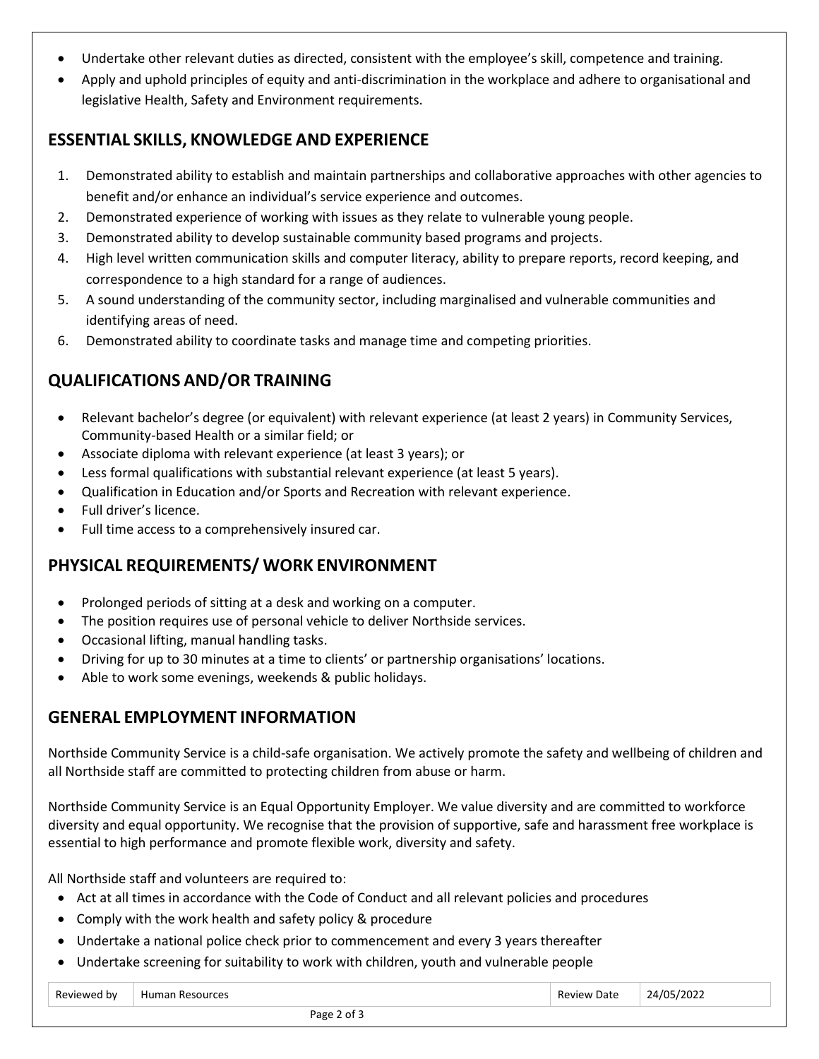- Undertake other relevant duties as directed, consistent with the employee's skill, competence and training.
- Apply and uphold principles of equity and anti-discrimination in the workplace and adhere to organisational and legislative Health, Safety and Environment requirements.

## ESSENTIAL SKILLS, KNOWLEDGE AND EXPERIENCE

1. Demonstrated ability to establish and maintain partnerships and collaborative approaches with other agencies to benefit and/or enhance an individual's service experience and outcomes.
2. Demonstrated experience of working with issues as they relate to vulnerable young people.
3. Demonstrated ability to develop sustainable community based programs and projects.
4. High level written communication skills and computer literacy, ability to prepare reports, record keeping, and correspondence to a high standard for a range of audiences.
5. A sound understanding of the community sector, including marginalised and vulnerable communities and identifying areas of need.
6. Demonstrated ability to coordinate tasks and manage time and competing priorities.

## QUALIFICATIONS AND/OR TRAINING

- Relevant bachelor's degree (or equivalent) with relevant experience (at least 2 years) in Community Services, Community-based Health or a similar field; or
- Associate diploma with relevant experience (at least 3 years); or
- Less formal qualifications with substantial relevant experience (at least 5 years).
- Qualification in Education and/or Sports and Recreation with relevant experience.
- Full driver's licence.
- Full time access to a comprehensively insured car.

## PHYSICAL REQUIREMENTS/ WORK ENVIRONMENT

- Prolonged periods of sitting at a desk and working on a computer.
- The position requires use of personal vehicle to deliver Northside services.
- Occasional lifting, manual handling tasks.
- Driving for up to 30 minutes at a time to clients' or partnership organisations' locations.
- Able to work some evenings, weekends & public holidays.

## GENERAL EMPLOYMENT INFORMATION

Northside Community Service is a child-safe organisation. We actively promote the safety and wellbeing of children and all Northside staff are committed to protecting children from abuse or harm.

Northside Community Service is an Equal Opportunity Employer. We value diversity and are committed to workforce diversity and equal opportunity. We recognise that the provision of supportive, safe and harassment free workplace is essential to high performance and promote flexible work, diversity and safety.

All Northside staff and volunteers are required to:

- Act at all times in accordance with the Code of Conduct and all relevant policies and procedures
- Comply with the work health and safety policy & procedure
- Undertake a national police check prior to commencement and every 3 years thereafter
- Undertake screening for suitability to work with children, youth and vulnerable people

| Reviewed by | Human Resources | Review Date | 24/05/2022 |
|---|---|---|---|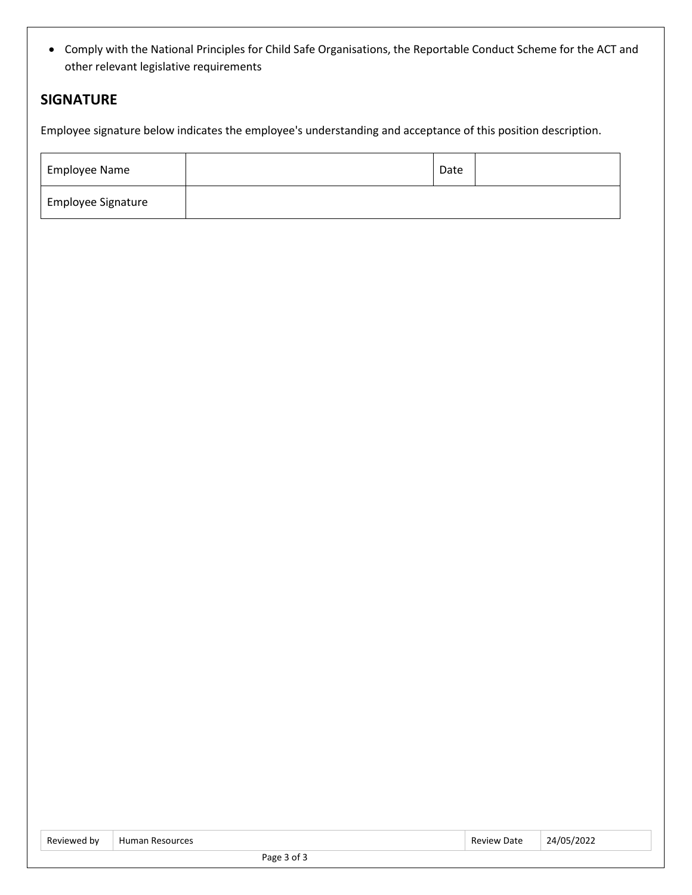- Comply with the National Principles for Child Safe Organisations, the Reportable Conduct Scheme for the ACT and other relevant legislative requirements

## SIGNATURE

Employee signature below indicates the employee's understanding and acceptance of this position description.

| | | | |
|---|---|---|---|
| Employee Name | | Date | |
| Employee Signature | | | |

| | | | |
|---|---|---|---|
| Reviewed by | Human Resources | Review Date | 24/05/2022 |